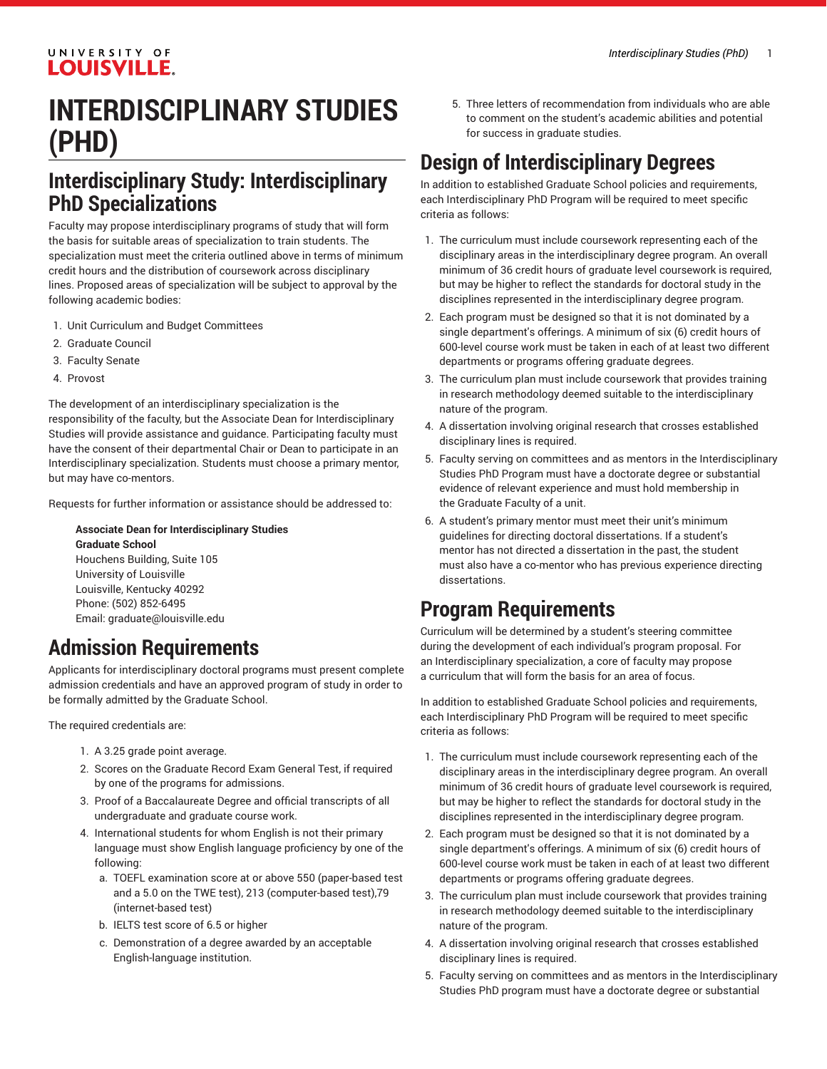# INTERDISCIPLINARY STUDIES (PHD)

## Interdisciplinary Study: Interdisciplinary PhD Specializations

Faculty may propose interdisciplinary programs of study that will form the basis for suitable areas of specialization to train students. The specialization must meet the criteria outlined above in terms of minimum credit hours and the distribution of coursework across disciplinary lines. Proposed areas of specialization will be subject to approval by the following academic bodies:

1. Unit Curriculum and Budget Committees
2. Graduate Council
3. Faculty Senate
4. Provost

The development of an interdisciplinary specialization is the responsibility of the faculty, but the Associate Dean for Interdisciplinary Studies will provide assistance and guidance. Participating faculty must have the consent of their departmental Chair or Dean to participate in an Interdisciplinary specialization. Students must choose a primary mentor, but may have co-mentors.

Requests for further information or assistance should be addressed to:

> **Associate Dean for Interdisciplinary Studies**
> **Graduate School**
> Houchens Building, Suite 105
> University of Louisville
> Louisville, Kentucky 40292
> Phone: (502) 852-6495
> Email: graduate@louisville.edu

## Admission Requirements

Applicants for interdisciplinary doctoral programs must present complete admission credentials and have an approved program of study in order to be formally admitted by the Graduate School.

The required credentials are:

1. A 3.25 grade point average.
2. Scores on the Graduate Record Exam General Test, if required by one of the programs for admissions.
3. Proof of a Baccalaureate Degree and official transcripts of all undergraduate and graduate course work.
4. International students for whom English is not their primary language must show English language proficiency by one of the following:
   a. TOEFL examination score at or above 550 (paper-based test and a 5.0 on the TWE test), 213 (computer-based test),79 (internet-based test)
   b. IELTS test score of 6.5 or higher
   c. Demonstration of a degree awarded by an acceptable English-language institution.
5. Three letters of recommendation from individuals who are able to comment on the student's academic abilities and potential for success in graduate studies.

## Design of Interdisciplinary Degrees

In addition to established Graduate School policies and requirements, each Interdisciplinary PhD Program will be required to meet specific criteria as follows:

1. The curriculum must include coursework representing each of the disciplinary areas in the interdisciplinary degree program. An overall minimum of 36 credit hours of graduate level coursework is required, but may be higher to reflect the standards for doctoral study in the disciplines represented in the interdisciplinary degree program.
2. Each program must be designed so that it is not dominated by a single department's offerings. A minimum of six (6) credit hours of 600-level course work must be taken in each of at least two different departments or programs offering graduate degrees.
3. The curriculum plan must include coursework that provides training in research methodology deemed suitable to the interdisciplinary nature of the program.
4. A dissertation involving original research that crosses established disciplinary lines is required.
5. Faculty serving on committees and as mentors in the Interdisciplinary Studies PhD Program must have a doctorate degree or substantial evidence of relevant experience and must hold membership in the Graduate Faculty of a unit.
6. A student's primary mentor must meet their unit's minimum guidelines for directing doctoral dissertations. If a student's mentor has not directed a dissertation in the past, the student must also have a co-mentor who has previous experience directing dissertations.

## Program Requirements

Curriculum will be determined by a student's steering committee during the development of each individual's program proposal. For an Interdisciplinary specialization, a core of faculty may propose a curriculum that will form the basis for an area of focus.

In addition to established Graduate School policies and requirements, each Interdisciplinary PhD Program will be required to meet specific criteria as follows:

1. The curriculum must include coursework representing each of the disciplinary areas in the interdisciplinary degree program. An overall minimum of 36 credit hours of graduate level coursework is required, but may be higher to reflect the standards for doctoral study in the disciplines represented in the interdisciplinary degree program.
2. Each program must be designed so that it is not dominated by a single department's offerings. A minimum of six (6) credit hours of 600-level course work must be taken in each of at least two different departments or programs offering graduate degrees.
3. The curriculum plan must include coursework that provides training in research methodology deemed suitable to the interdisciplinary nature of the program.
4. A dissertation involving original research that crosses established disciplinary lines is required.
5. Faculty serving on committees and as mentors in the Interdisciplinary Studies PhD program must have a doctorate degree or substantial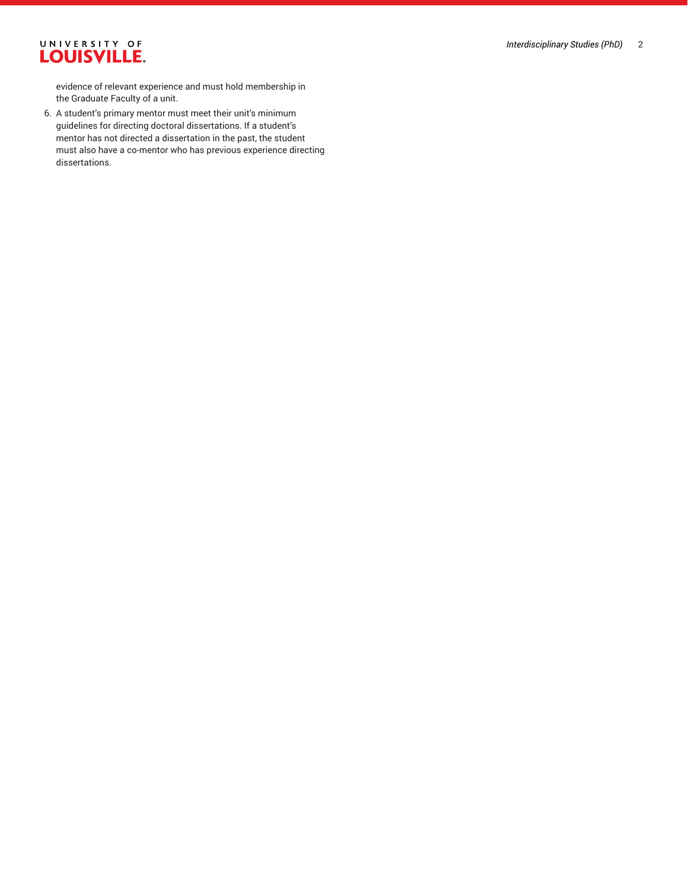evidence of relevant experience and must hold membership in the Graduate Faculty of a unit.

6. A student's primary mentor must meet their unit's minimum guidelines for directing doctoral dissertations. If a student's mentor has not directed a dissertation in the past, the student must also have a co-mentor who has previous experience directing dissertations.